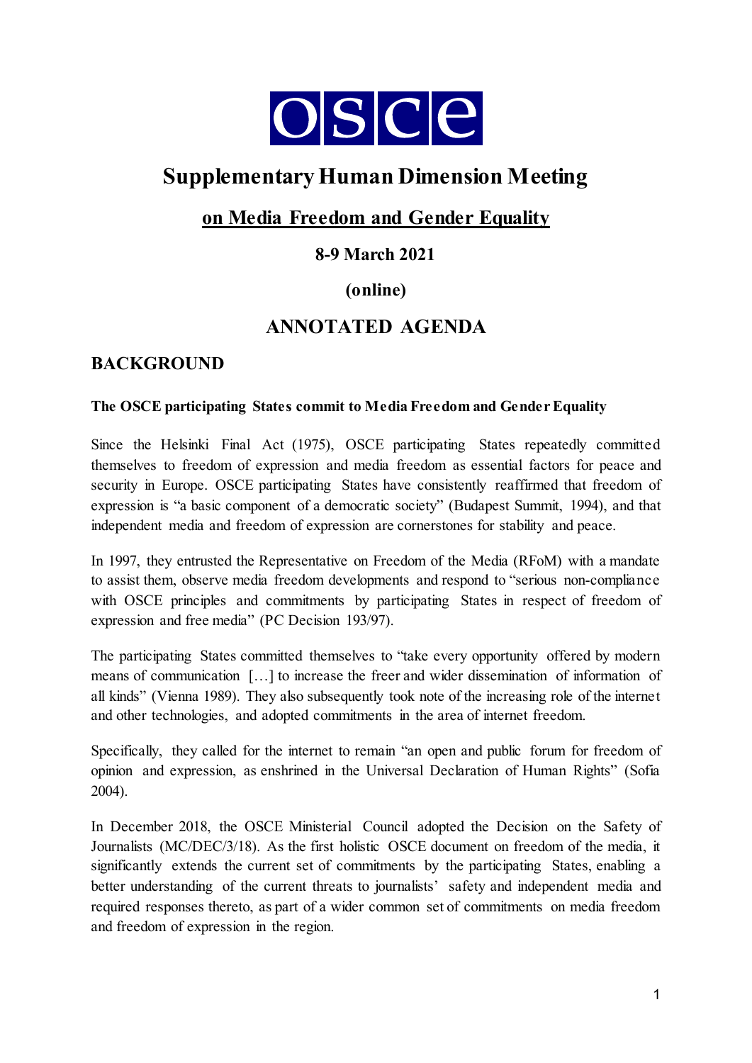OSCE

# Supplementary Human Dimension Meeting

## on Media Freedom and Gender Equality

### 8-9 March 2021

### (online)

## ANNOTATED AGENDA

## BACKGROUND

**The OSCE participating States commit to Media Freedom and Gender Equality**

Since the Helsinki Final Act (1975), OSCE participating States repeatedly committed themselves to freedom of expression and media freedom as essential factors for peace and security in Europe. OSCE participating States have consistently reaffirmed that freedom of expression is "a basic component of a democratic society" (Budapest Summit, 1994), and that independent media and freedom of expression are cornerstones for stability and peace.

In 1997, they entrusted the Representative on Freedom of the Media (RFoM) with a mandate to assist them, observe media freedom developments and respond to "serious non-compliance with OSCE principles and commitments by participating States in respect of freedom of expression and free media" (PC Decision 193/97).

The participating States committed themselves to "take every opportunity offered by modern means of communication […] to increase the freer and wider dissemination of information of all kinds" (Vienna 1989). They also subsequently took note of the increasing role of the internet and other technologies, and adopted commitments in the area of internet freedom.

Specifically, they called for the internet to remain "an open and public forum for freedom of opinion and expression, as enshrined in the Universal Declaration of Human Rights" (Sofia 2004).

In December 2018, the OSCE Ministerial Council adopted the Decision on the Safety of Journalists (MC/DEC/3/18). As the first holistic OSCE document on freedom of the media, it significantly extends the current set of commitments by the participating States, enabling a better understanding of the current threats to journalists' safety and independent media and required responses thereto, as part of a wider common set of commitments on media freedom and freedom of expression in the region.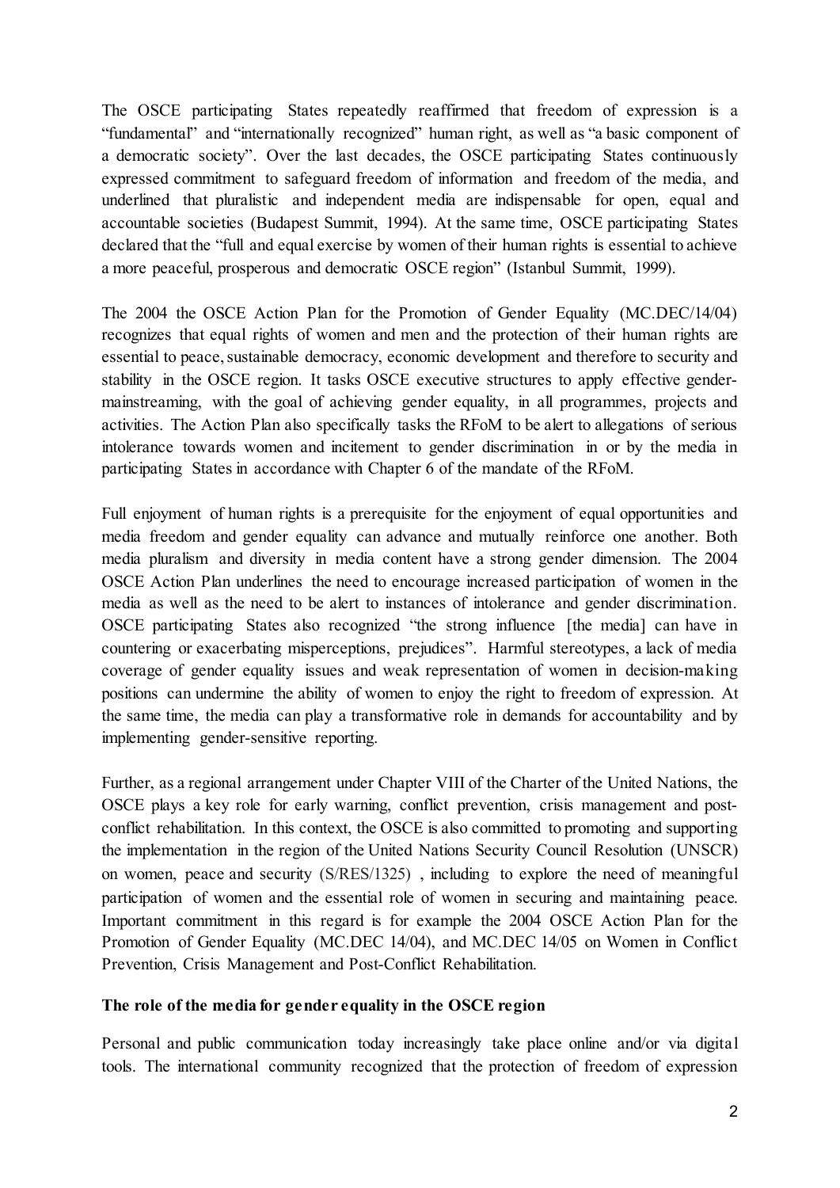The OSCE participating States repeatedly reaffirmed that freedom of expression is a "fundamental" and "internationally recognized" human right, as well as "a basic component of a democratic society". Over the last decades, the OSCE participating States continuously expressed commitment to safeguard freedom of information and freedom of the media, and underlined that pluralistic and independent media are indispensable for open, equal and accountable societies (Budapest Summit, 1994). At the same time, OSCE participating States declared that the "full and equal exercise by women of their human rights is essential to achieve a more peaceful, prosperous and democratic OSCE region" (Istanbul Summit, 1999).

The 2004 the OSCE Action Plan for the Promotion of Gender Equality (MC.DEC/14/04) recognizes that equal rights of women and men and the protection of their human rights are essential to peace, sustainable democracy, economic development and therefore to security and stability in the OSCE region. It tasks OSCE executive structures to apply effective gender-mainstreaming, with the goal of achieving gender equality, in all programmes, projects and activities. The Action Plan also specifically tasks the RFoM to be alert to allegations of serious intolerance towards women and incitement to gender discrimination in or by the media in participating States in accordance with Chapter 6 of the mandate of the RFoM.

Full enjoyment of human rights is a prerequisite for the enjoyment of equal opportunities and media freedom and gender equality can advance and mutually reinforce one another. Both media pluralism and diversity in media content have a strong gender dimension. The 2004 OSCE Action Plan underlines the need to encourage increased participation of women in the media as well as the need to be alert to instances of intolerance and gender discrimination. OSCE participating States also recognized "the strong influence [the media] can have in countering or exacerbating misperceptions, prejudices". Harmful stereotypes, a lack of media coverage of gender equality issues and weak representation of women in decision-making positions can undermine the ability of women to enjoy the right to freedom of expression. At the same time, the media can play a transformative role in demands for accountability and by implementing gender-sensitive reporting.

Further, as a regional arrangement under Chapter VIII of the Charter of the United Nations, the OSCE plays a key role for early warning, conflict prevention, crisis management and post-conflict rehabilitation. In this context, the OSCE is also committed to promoting and supporting the implementation in the region of the United Nations Security Council Resolution (UNSCR) on women, peace and security (S/RES/1325) , including to explore the need of meaningful participation of women and the essential role of women in securing and maintaining peace. Important commitment in this regard is for example the 2004 OSCE Action Plan for the Promotion of Gender Equality (MC.DEC 14/04), and MC.DEC 14/05 on Women in Conflict Prevention, Crisis Management and Post-Conflict Rehabilitation.

**The role of the media for gender equality in the OSCE region**

Personal and public communication today increasingly take place online and/or via digital tools. The international community recognized that the protection of freedom of expression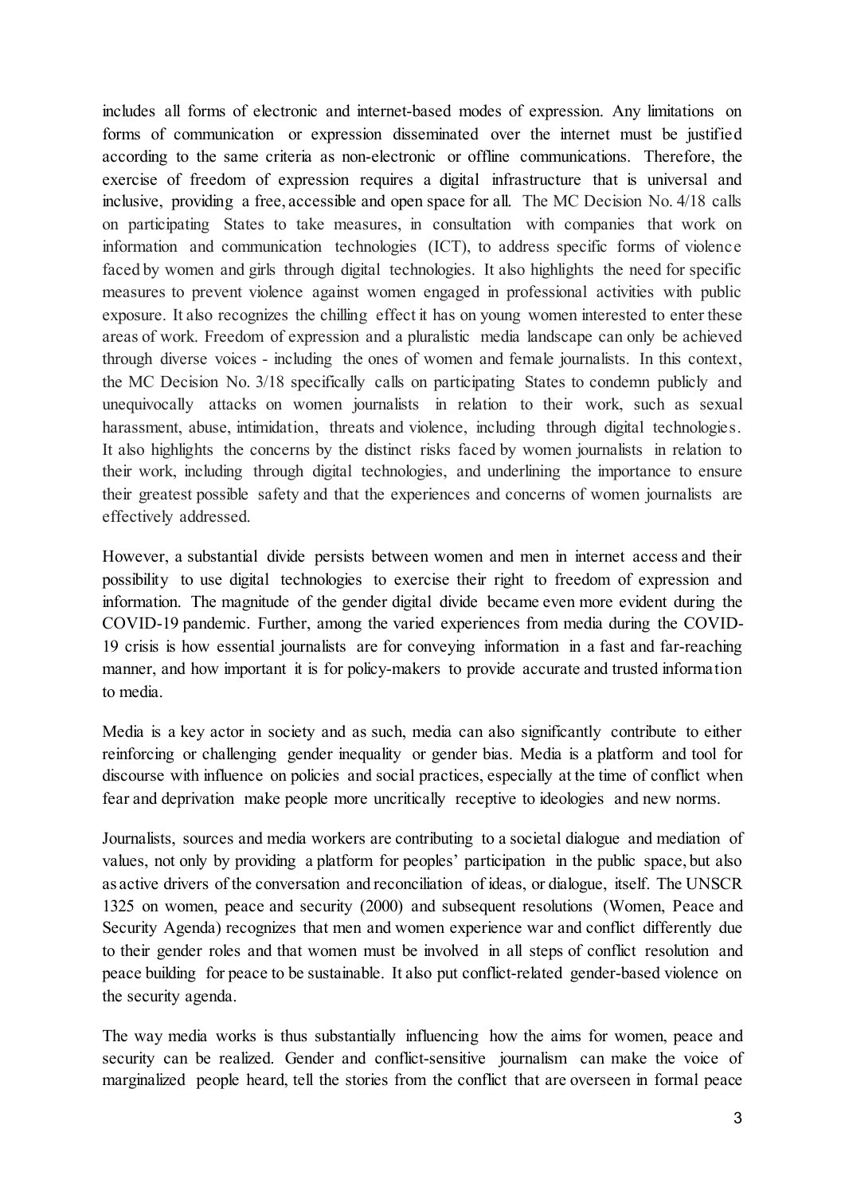includes all forms of electronic and internet-based modes of expression. Any limitations on forms of communication or expression disseminated over the internet must be justified according to the same criteria as non-electronic or offline communications. Therefore, the exercise of freedom of expression requires a digital infrastructure that is universal and inclusive, providing a free, accessible and open space for all. The MC Decision No. 4/18 calls on participating States to take measures, in consultation with companies that work on information and communication technologies (ICT), to address specific forms of violence faced by women and girls through digital technologies. It also highlights the need for specific measures to prevent violence against women engaged in professional activities with public exposure. It also recognizes the chilling effect it has on young women interested to enter these areas of work. Freedom of expression and a pluralistic media landscape can only be achieved through diverse voices - including the ones of women and female journalists. In this context, the MC Decision No. 3/18 specifically calls on participating States to condemn publicly and unequivocally attacks on women journalists in relation to their work, such as sexual harassment, abuse, intimidation, threats and violence, including through digital technologies. It also highlights the concerns by the distinct risks faced by women journalists in relation to their work, including through digital technologies, and underlining the importance to ensure their greatest possible safety and that the experiences and concerns of women journalists are effectively addressed.

However, a substantial divide persists between women and men in internet access and their possibility to use digital technologies to exercise their right to freedom of expression and information. The magnitude of the gender digital divide became even more evident during the COVID-19 pandemic. Further, among the varied experiences from media during the COVID-19 crisis is how essential journalists are for conveying information in a fast and far-reaching manner, and how important it is for policy-makers to provide accurate and trusted information to media.

Media is a key actor in society and as such, media can also significantly contribute to either reinforcing or challenging gender inequality or gender bias. Media is a platform and tool for discourse with influence on policies and social practices, especially at the time of conflict when fear and deprivation make people more uncritically receptive to ideologies and new norms.

Journalists, sources and media workers are contributing to a societal dialogue and mediation of values, not only by providing a platform for peoples' participation in the public space, but also as active drivers of the conversation and reconciliation of ideas, or dialogue, itself. The UNSCR 1325 on women, peace and security (2000) and subsequent resolutions (Women, Peace and Security Agenda) recognizes that men and women experience war and conflict differently due to their gender roles and that women must be involved in all steps of conflict resolution and peace building for peace to be sustainable. It also put conflict-related gender-based violence on the security agenda.

The way media works is thus substantially influencing how the aims for women, peace and security can be realized. Gender and conflict-sensitive journalism can make the voice of marginalized people heard, tell the stories from the conflict that are overseen in formal peace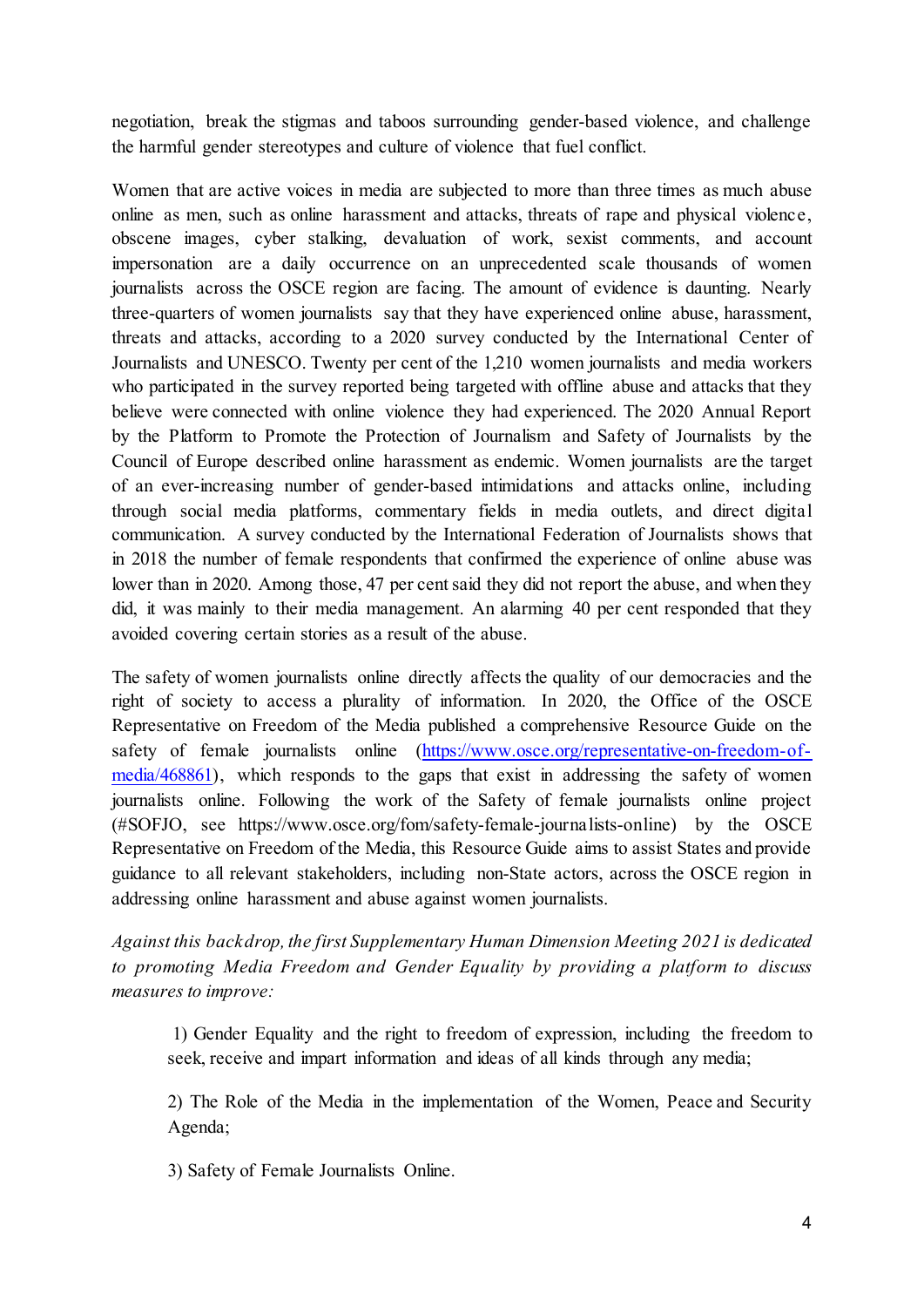negotiation, break the stigmas and taboos surrounding gender-based violence, and challenge the harmful gender stereotypes and culture of violence that fuel conflict.

Women that are active voices in media are subjected to more than three times as much abuse online as men, such as online harassment and attacks, threats of rape and physical violence, obscene images, cyber stalking, devaluation of work, sexist comments, and account impersonation are a daily occurrence on an unprecedented scale thousands of women journalists across the OSCE region are facing. The amount of evidence is daunting. Nearly three-quarters of women journalists say that they have experienced online abuse, harassment, threats and attacks, according to a 2020 survey conducted by the International Center of Journalists and UNESCO. Twenty per cent of the 1,210 women journalists and media workers who participated in the survey reported being targeted with offline abuse and attacks that they believe were connected with online violence they had experienced. The 2020 Annual Report by the Platform to Promote the Protection of Journalism and Safety of Journalists by the Council of Europe described online harassment as endemic. Women journalists are the target of an ever-increasing number of gender-based intimidations and attacks online, including through social media platforms, commentary fields in media outlets, and direct digital communication. A survey conducted by the International Federation of Journalists shows that in 2018 the number of female respondents that confirmed the experience of online abuse was lower than in 2020. Among those, 47 per cent said they did not report the abuse, and when they did, it was mainly to their media management. An alarming 40 per cent responded that they avoided covering certain stories as a result of the abuse.

The safety of women journalists online directly affects the quality of our democracies and the right of society to access a plurality of information. In 2020, the Office of the OSCE Representative on Freedom of the Media published a comprehensive Resource Guide on the safety of female journalists online (https://www.osce.org/representative-on-freedom-of-media/468861), which responds to the gaps that exist in addressing the safety of women journalists online. Following the work of the Safety of female journalists online project (#SOFJO, see https://www.osce.org/fom/safety-female-journalists-online) by the OSCE Representative on Freedom of the Media, this Resource Guide aims to assist States and provide guidance to all relevant stakeholders, including non-State actors, across the OSCE region in addressing online harassment and abuse against women journalists.

*Against this backdrop, the first Supplementary Human Dimension Meeting 2021 is dedicated to promoting Media Freedom and Gender Equality by providing a platform to discuss measures to improve:*

1) Gender Equality and the right to freedom of expression, including the freedom to seek, receive and impart information and ideas of all kinds through any media;

2) The Role of the Media in the implementation of the Women, Peace and Security Agenda;

3) Safety of Female Journalists Online.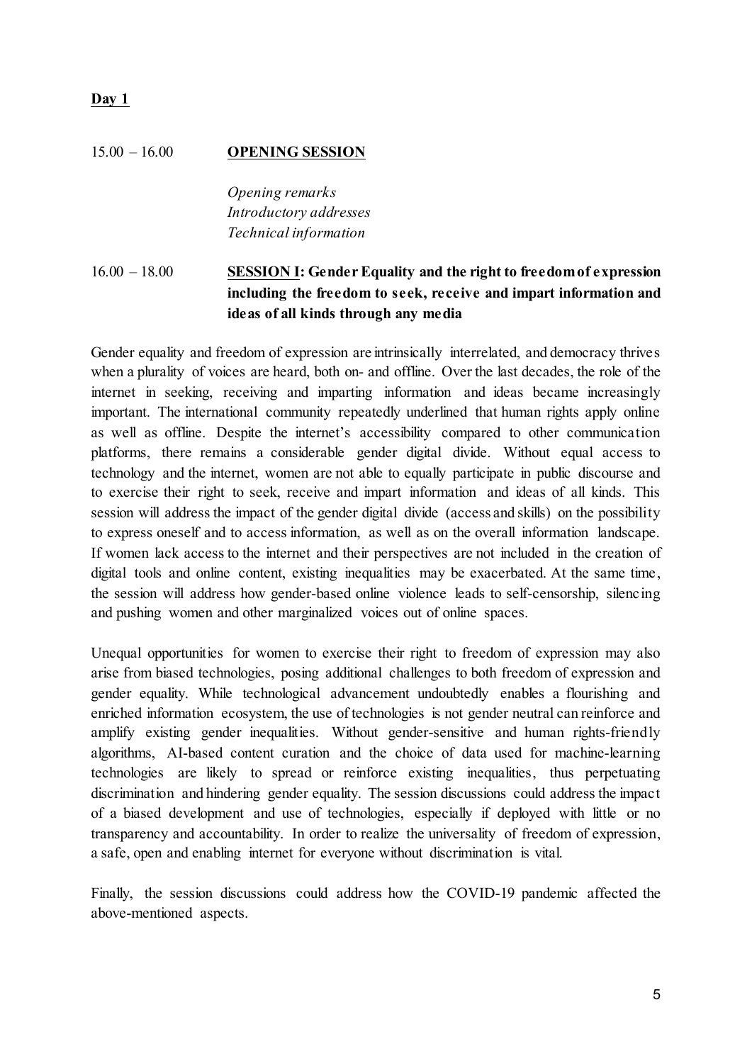**Day 1**

15.00 – 16.00 **OPENING SESSION**

*Opening remarks*
*Introductory addresses*
*Technical information*

16.00 – 18.00 **SESSION I: Gender Equality and the right to freedom of expression including the freedom to seek, receive and impart information and ideas of all kinds through any media**

Gender equality and freedom of expression are intrinsically interrelated, and democracy thrives when a plurality of voices are heard, both on- and offline. Over the last decades, the role of the internet in seeking, receiving and imparting information and ideas became increasingly important. The international community repeatedly underlined that human rights apply online as well as offline. Despite the internet's accessibility compared to other communication platforms, there remains a considerable gender digital divide. Without equal access to technology and the internet, women are not able to equally participate in public discourse and to exercise their right to seek, receive and impart information and ideas of all kinds. This session will address the impact of the gender digital divide (access and skills) on the possibility to express oneself and to access information, as well as on the overall information landscape. If women lack access to the internet and their perspectives are not included in the creation of digital tools and online content, existing inequalities may be exacerbated. At the same time, the session will address how gender-based online violence leads to self-censorship, silencing and pushing women and other marginalized voices out of online spaces.

Unequal opportunities for women to exercise their right to freedom of expression may also arise from biased technologies, posing additional challenges to both freedom of expression and gender equality. While technological advancement undoubtedly enables a flourishing and enriched information ecosystem, the use of technologies is not gender neutral can reinforce and amplify existing gender inequalities. Without gender-sensitive and human rights-friendly algorithms, AI-based content curation and the choice of data used for machine-learning technologies are likely to spread or reinforce existing inequalities, thus perpetuating discrimination and hindering gender equality. The session discussions could address the impact of a biased development and use of technologies, especially if deployed with little or no transparency and accountability. In order to realize the universality of freedom of expression, a safe, open and enabling internet for everyone without discrimination is vital.

Finally, the session discussions could address how the COVID-19 pandemic affected the above-mentioned aspects.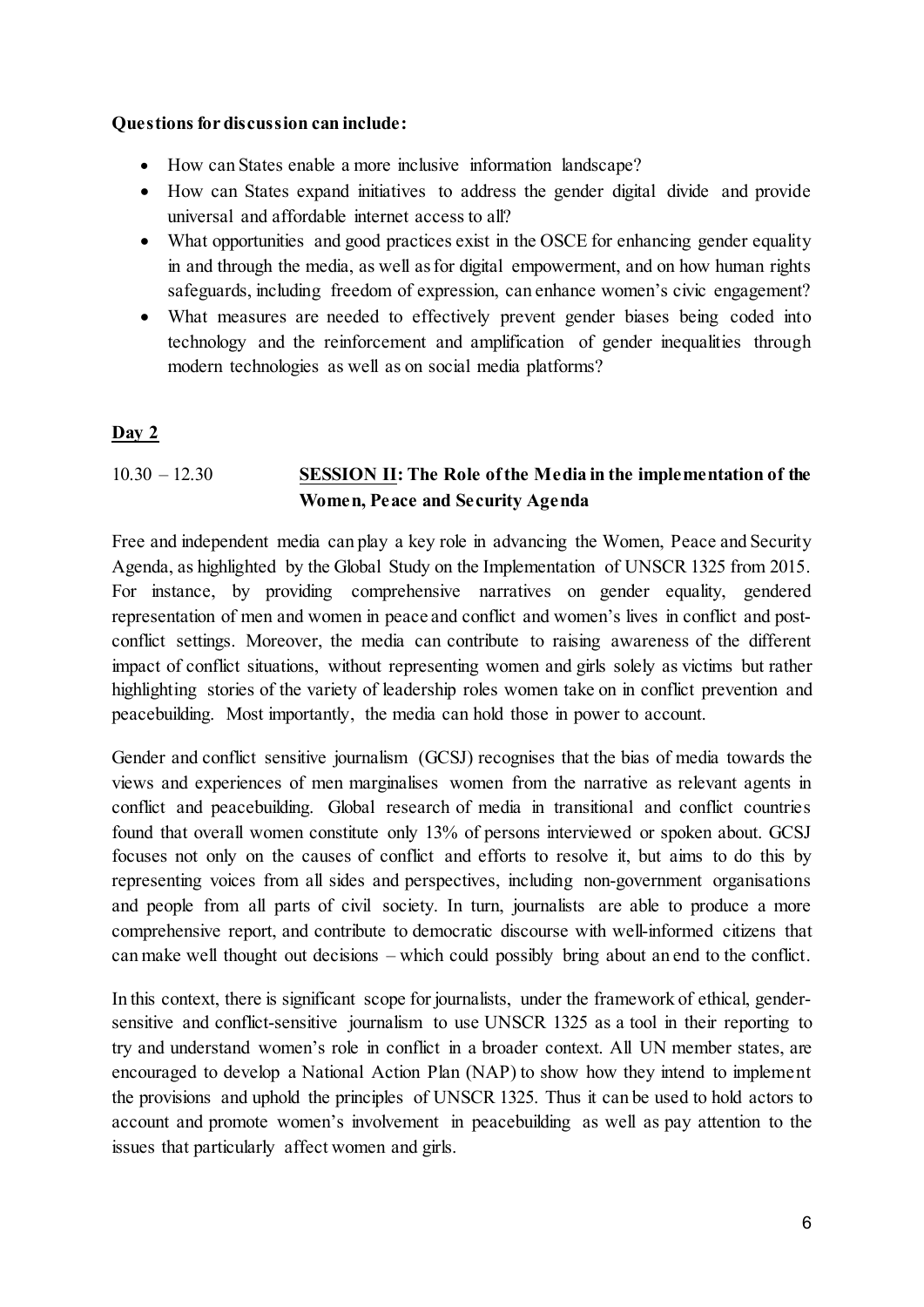**Questions for discussion can include:**

- How can States enable a more inclusive information landscape?
- How can States expand initiatives to address the gender digital divide and provide universal and affordable internet access to all?
- What opportunities and good practices exist in the OSCE for enhancing gender equality in and through the media, as well as for digital empowerment, and on how human rights safeguards, including freedom of expression, can enhance women's civic engagement?
- What measures are needed to effectively prevent gender biases being coded into technology and the reinforcement and amplification of gender inequalities through modern technologies as well as on social media platforms?

## Day 2

10.30 – 12.30 **SESSION II: The Role of the Media in the implementation of the Women, Peace and Security Agenda**

Free and independent media can play a key role in advancing the Women, Peace and Security Agenda, as highlighted by the Global Study on the Implementation of UNSCR 1325 from 2015. For instance, by providing comprehensive narratives on gender equality, gendered representation of men and women in peace and conflict and women's lives in conflict and post-conflict settings. Moreover, the media can contribute to raising awareness of the different impact of conflict situations, without representing women and girls solely as victims but rather highlighting stories of the variety of leadership roles women take on in conflict prevention and peacebuilding. Most importantly, the media can hold those in power to account.

Gender and conflict sensitive journalism (GCSJ) recognises that the bias of media towards the views and experiences of men marginalises women from the narrative as relevant agents in conflict and peacebuilding. Global research of media in transitional and conflict countries found that overall women constitute only 13% of persons interviewed or spoken about. GCSJ focuses not only on the causes of conflict and efforts to resolve it, but aims to do this by representing voices from all sides and perspectives, including non-government organisations and people from all parts of civil society. In turn, journalists are able to produce a more comprehensive report, and contribute to democratic discourse with well-informed citizens that can make well thought out decisions – which could possibly bring about an end to the conflict.

In this context, there is significant scope for journalists, under the framework of ethical, gender-sensitive and conflict-sensitive journalism to use UNSCR 1325 as a tool in their reporting to try and understand women's role in conflict in a broader context. All UN member states, are encouraged to develop a National Action Plan (NAP) to show how they intend to implement the provisions and uphold the principles of UNSCR 1325. Thus it can be used to hold actors to account and promote women's involvement in peacebuilding as well as pay attention to the issues that particularly affect women and girls.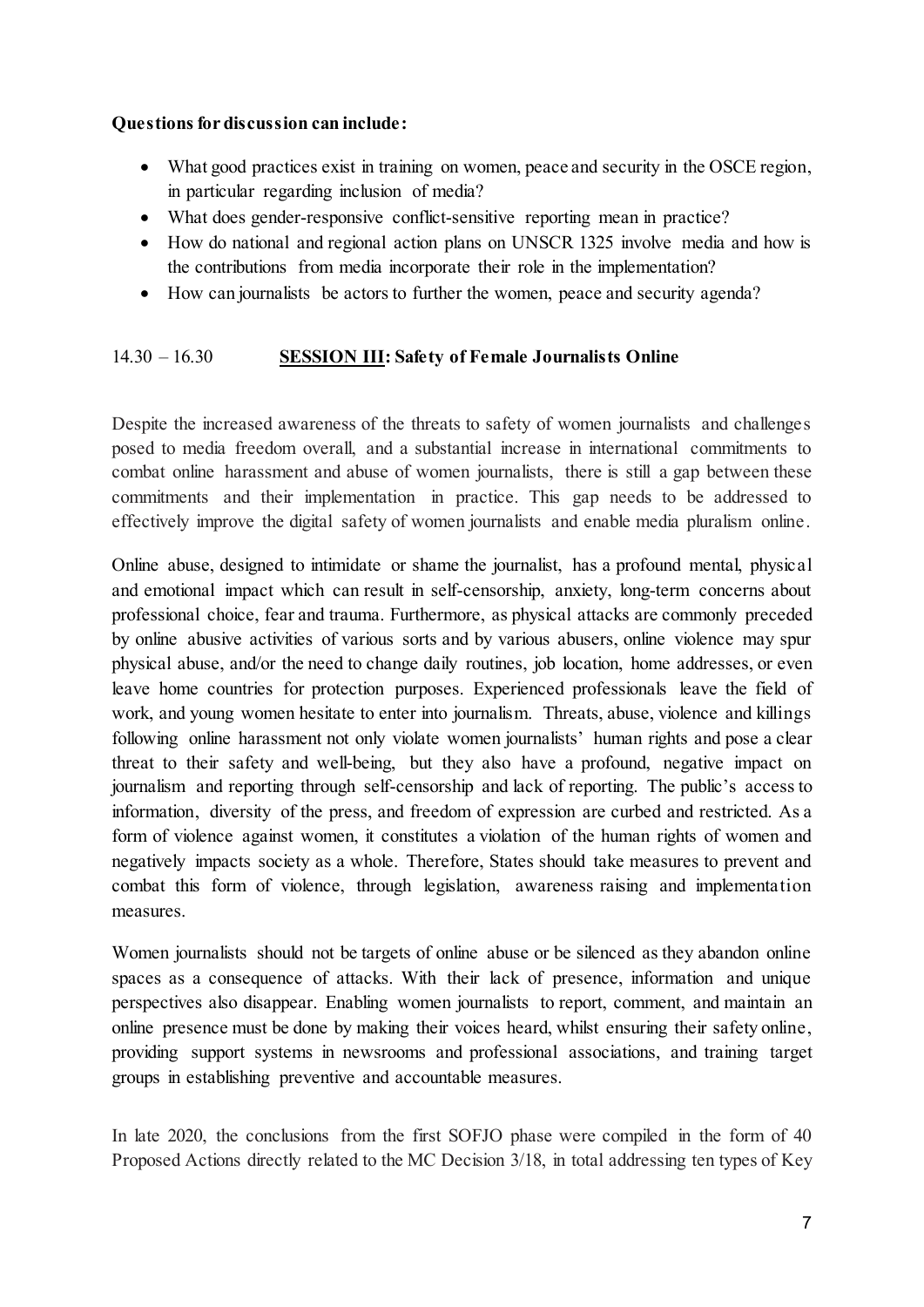**Questions for discussion can include:**

- What good practices exist in training on women, peace and security in the OSCE region, in particular regarding inclusion of media?
- What does gender-responsive conflict-sensitive reporting mean in practice?
- How do national and regional action plans on UNSCR 1325 involve media and how is the contributions from media incorporate their role in the implementation?
- How can journalists be actors to further the women, peace and security agenda?

14.30 – 16.30 **SESSION III: Safety of Female Journalists Online**

Despite the increased awareness of the threats to safety of women journalists and challenges posed to media freedom overall, and a substantial increase in international commitments to combat online harassment and abuse of women journalists, there is still a gap between these commitments and their implementation in practice. This gap needs to be addressed to effectively improve the digital safety of women journalists and enable media pluralism online.

Online abuse, designed to intimidate or shame the journalist, has a profound mental, physical and emotional impact which can result in self-censorship, anxiety, long-term concerns about professional choice, fear and trauma. Furthermore, as physical attacks are commonly preceded by online abusive activities of various sorts and by various abusers, online violence may spur physical abuse, and/or the need to change daily routines, job location, home addresses, or even leave home countries for protection purposes. Experienced professionals leave the field of work, and young women hesitate to enter into journalism. Threats, abuse, violence and killings following online harassment not only violate women journalists' human rights and pose a clear threat to their safety and well-being, but they also have a profound, negative impact on journalism and reporting through self-censorship and lack of reporting. The public's access to information, diversity of the press, and freedom of expression are curbed and restricted. As a form of violence against women, it constitutes a violation of the human rights of women and negatively impacts society as a whole. Therefore, States should take measures to prevent and combat this form of violence, through legislation, awareness raising and implementation measures.

Women journalists should not be targets of online abuse or be silenced as they abandon online spaces as a consequence of attacks. With their lack of presence, information and unique perspectives also disappear. Enabling women journalists to report, comment, and maintain an online presence must be done by making their voices heard, whilst ensuring their safety online, providing support systems in newsrooms and professional associations, and training target groups in establishing preventive and accountable measures.

In late 2020, the conclusions from the first SOFJO phase were compiled in the form of 40 Proposed Actions directly related to the MC Decision 3/18, in total addressing ten types of Key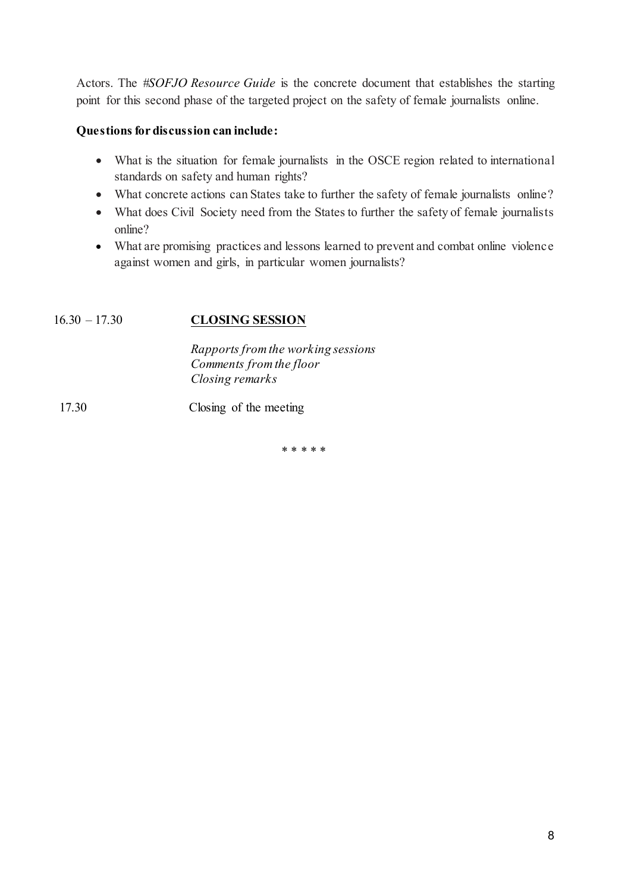Actors. The *#SOFJO Resource Guide* is the concrete document that establishes the starting point for this second phase of the targeted project on the safety of female journalists online.

**Questions for discussion can include:**

- What is the situation for female journalists in the OSCE region related to international standards on safety and human rights?
- What concrete actions can States take to further the safety of female journalists online?
- What does Civil Society need from the States to further the safety of female journalists online?
- What are promising practices and lessons learned to prevent and combat online violence against women and girls, in particular women journalists?

16.30 – 17.30 **CLOSING SESSION**

*Rapports from the working sessions*
*Comments from the floor*
*Closing remarks*

17.30 Closing of the meeting

\* \* \* \* \*